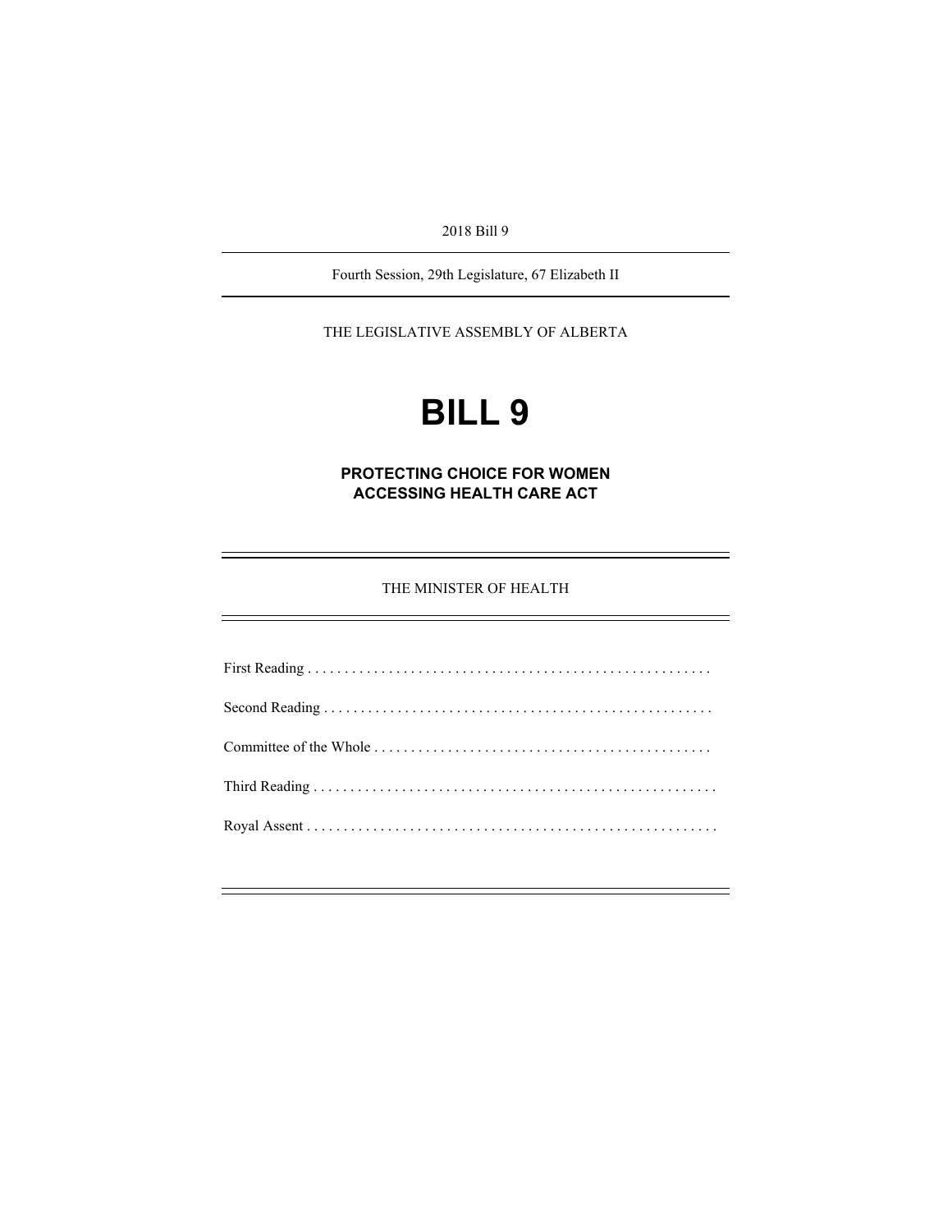2018 Bill 9

Fourth Session, 29th Legislature, 67 Elizabeth II

THE LEGISLATIVE ASSEMBLY OF ALBERTA

# BILL 9

## PROTECTING CHOICE FOR WOMEN ACCESSING HEALTH CARE ACT

THE MINISTER OF HEALTH

First Reading . . . . . . . . . . . . . . . . . . . . . . . . . . . . . . . . . . . . . . . . . . . . . . . . . . . . . .

Second Reading . . . . . . . . . . . . . . . . . . . . . . . . . . . . . . . . . . . . . . . . . . . . . . . . . . . .

Committee of the Whole . . . . . . . . . . . . . . . . . . . . . . . . . . . . . . . . . . . . . . . . . . . . .

Third Reading . . . . . . . . . . . . . . . . . . . . . . . . . . . . . . . . . . . . . . . . . . . . . . . . . . . . . .

Royal Assent . . . . . . . . . . . . . . . . . . . . . . . . . . . . . . . . . . . . . . . . . . . . . . . . . . . . . . .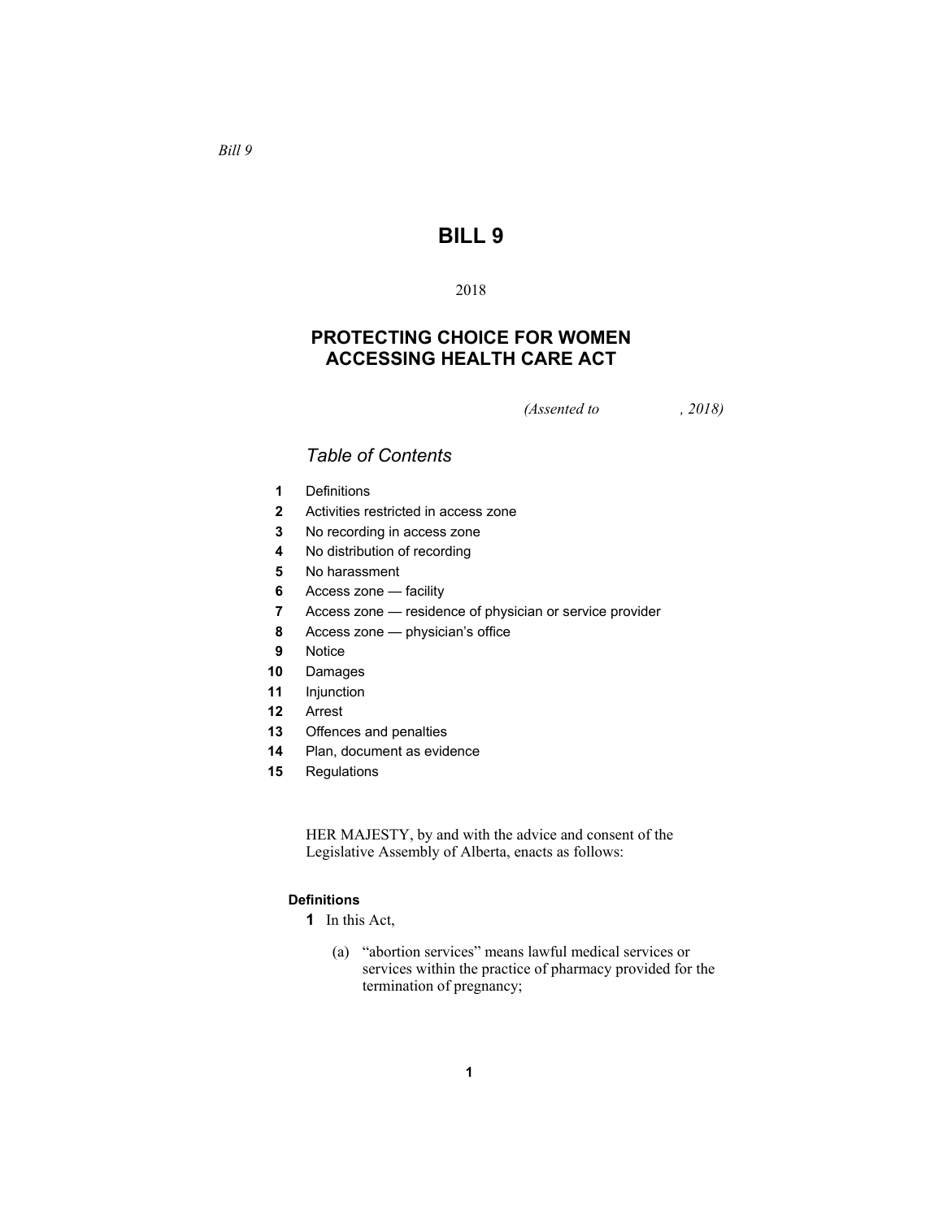*Bill 9*

# BILL 9

2018

## PROTECTING CHOICE FOR WOMEN ACCESSING HEALTH CARE ACT

*(Assented to , 2018)*

### *Table of Contents*

| | |
|---|---|
| **1** | Definitions |
| **2** | Activities restricted in access zone |
| **3** | No recording in access zone |
| **4** | No distribution of recording |
| **5** | No harassment |
| **6** | Access zone — facility |
| **7** | Access zone — residence of physician or service provider |
| **8** | Access zone — physician's office |
| **9** | Notice |
| **10** | Damages |
| **11** | Injunction |
| **12** | Arrest |
| **13** | Offences and penalties |
| **14** | Plan, document as evidence |
| **15** | Regulations |

HER MAJESTY, by and with the advice and consent of the Legislative Assembly of Alberta, enacts as follows:

**Definitions**

**1** In this Act,

(a) "abortion services" means lawful medical services or services within the practice of pharmacy provided for the termination of pregnancy;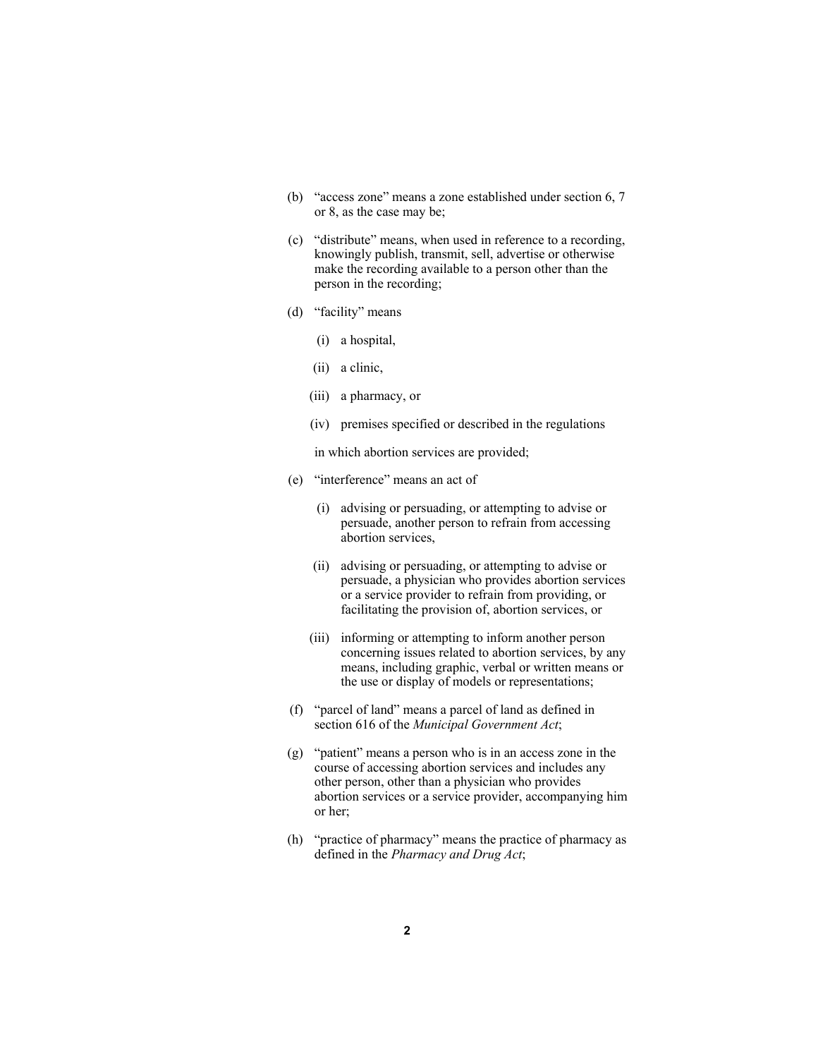(b) "access zone" means a zone established under section 6, 7 or 8, as the case may be;

(c) "distribute" means, when used in reference to a recording, knowingly publish, transmit, sell, advertise or otherwise make the recording available to a person other than the person in the recording;

(d) "facility" means

   (i) a hospital,

   (ii) a clinic,

   (iii) a pharmacy, or

   (iv) premises specified or described in the regulations

   in which abortion services are provided;

(e) "interference" means an act of

   (i) advising or persuading, or attempting to advise or persuade, another person to refrain from accessing abortion services,

   (ii) advising or persuading, or attempting to advise or persuade, a physician who provides abortion services or a service provider to refrain from providing, or facilitating the provision of, abortion services, or

   (iii) informing or attempting to inform another person concerning issues related to abortion services, by any means, including graphic, verbal or written means or the use or display of models or representations;

(f) "parcel of land" means a parcel of land as defined in section 616 of the *Municipal Government Act*;

(g) "patient" means a person who is in an access zone in the course of accessing abortion services and includes any other person, other than a physician who provides abortion services or a service provider, accompanying him or her;

(h) "practice of pharmacy" means the practice of pharmacy as defined in the *Pharmacy and Drug Act*;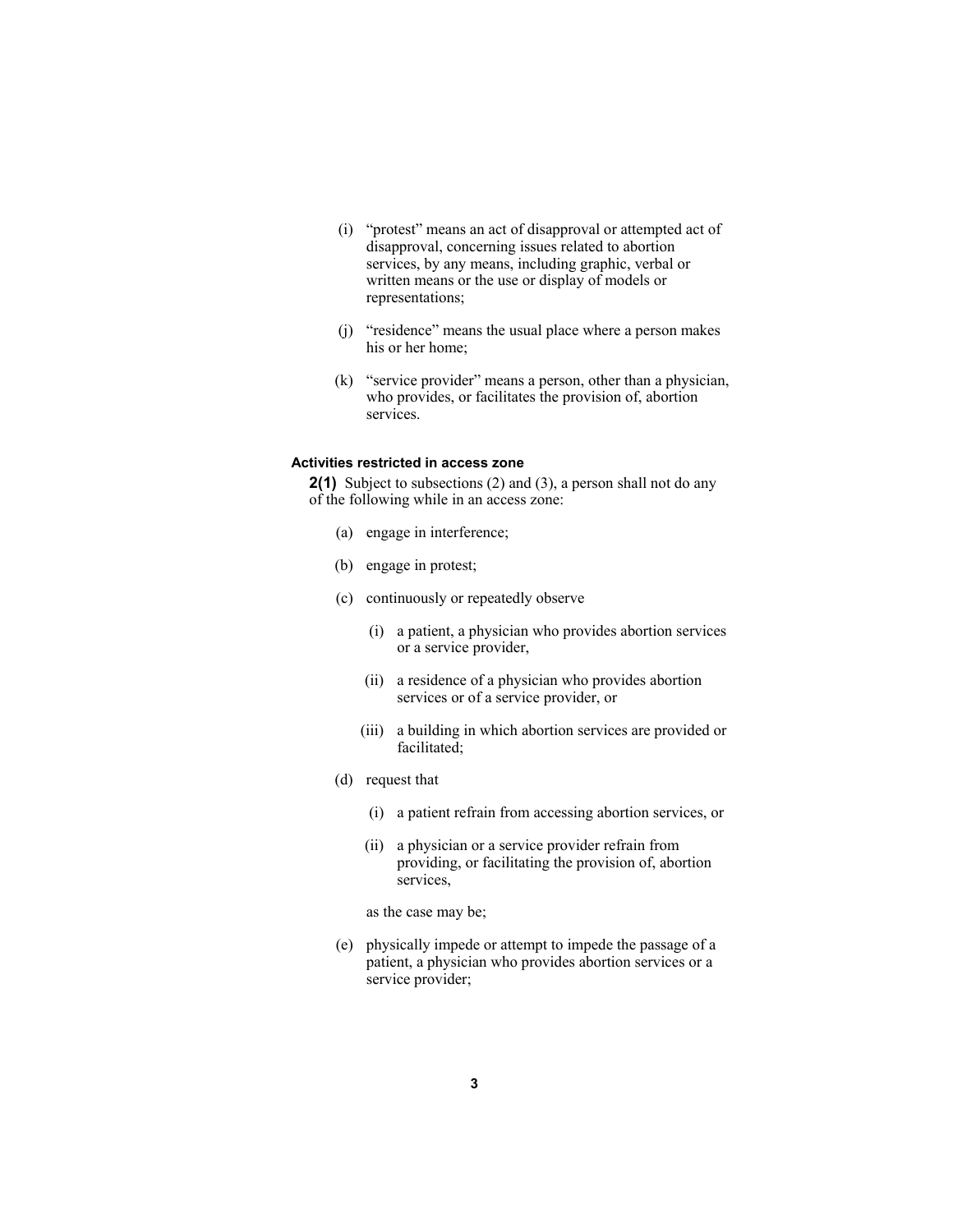(i) "protest" means an act of disapproval or attempted act of disapproval, concerning issues related to abortion services, by any means, including graphic, verbal or written means or the use or display of models or representations;

(j) "residence" means the usual place where a person makes his or her home;

(k) "service provider" means a person, other than a physician, who provides, or facilitates the provision of, abortion services.

#### Activities restricted in access zone

**2(1)** Subject to subsections (2) and (3), a person shall not do any of the following while in an access zone:

(a) engage in interference;

(b) engage in protest;

(c) continuously or repeatedly observe

(i) a patient, a physician who provides abortion services or a service provider,

(ii) a residence of a physician who provides abortion services or of a service provider, or

(iii) a building in which abortion services are provided or facilitated;

(d) request that

(i) a patient refrain from accessing abortion services, or

(ii) a physician or a service provider refrain from providing, or facilitating the provision of, abortion services,

as the case may be;

(e) physically impede or attempt to impede the passage of a patient, a physician who provides abortion services or a service provider;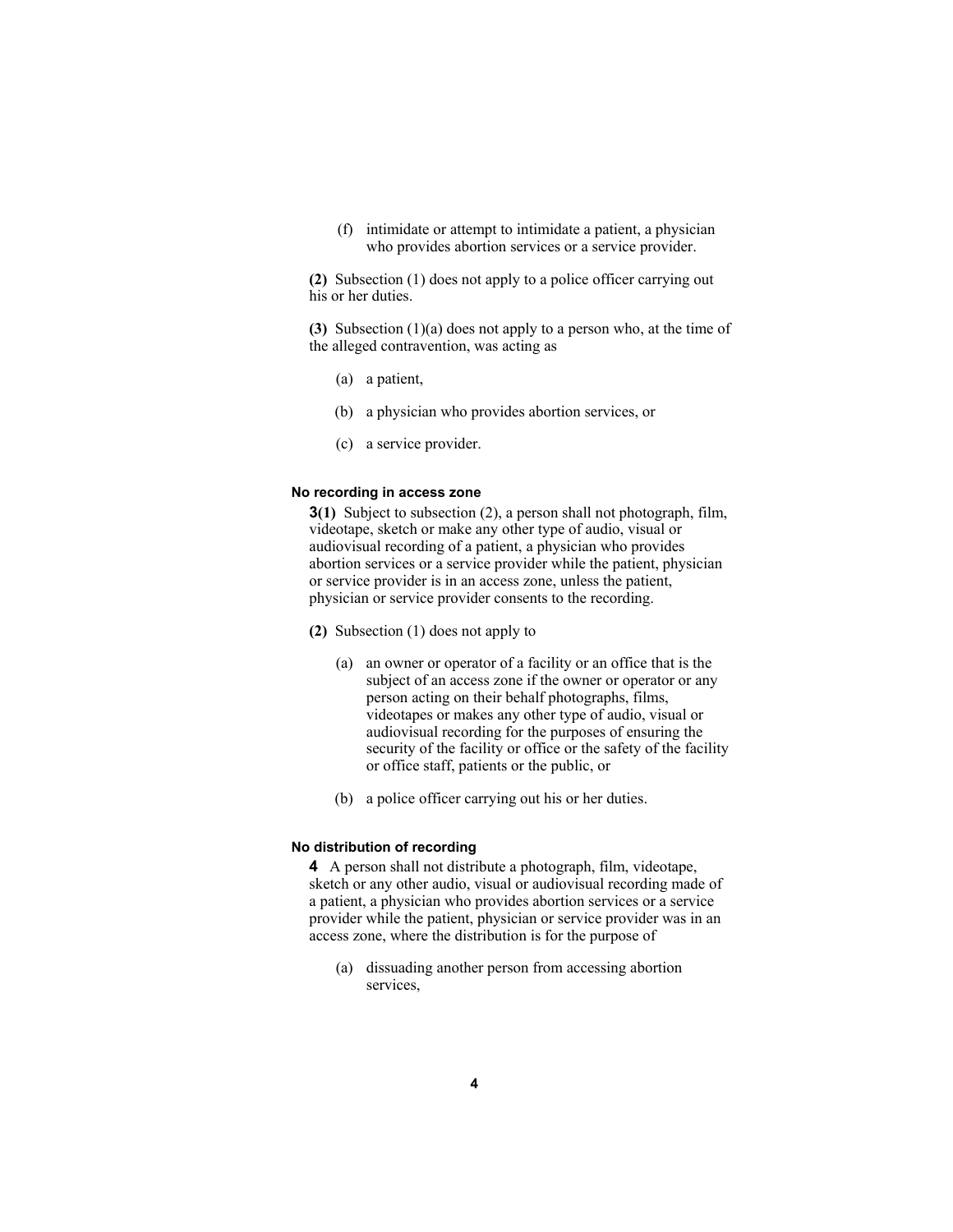(f) intimidate or attempt to intimidate a patient, a physician who provides abortion services or a service provider.

**(2)** Subsection (1) does not apply to a police officer carrying out his or her duties.

**(3)** Subsection (1)(a) does not apply to a person who, at the time of the alleged contravention, was acting as

(a) a patient,

(b) a physician who provides abortion services, or

(c) a service provider.

#### No recording in access zone

**3(1)** Subject to subsection (2), a person shall not photograph, film, videotape, sketch or make any other type of audio, visual or audiovisual recording of a patient, a physician who provides abortion services or a service provider while the patient, physician or service provider is in an access zone, unless the patient, physician or service provider consents to the recording.

**(2)** Subsection (1) does not apply to

(a) an owner or operator of a facility or an office that is the subject of an access zone if the owner or operator or any person acting on their behalf photographs, films, videotapes or makes any other type of audio, visual or audiovisual recording for the purposes of ensuring the security of the facility or office or the safety of the facility or office staff, patients or the public, or

(b) a police officer carrying out his or her duties.

#### No distribution of recording

**4** A person shall not distribute a photograph, film, videotape, sketch or any other audio, visual or audiovisual recording made of a patient, a physician who provides abortion services or a service provider while the patient, physician or service provider was in an access zone, where the distribution is for the purpose of

(a) dissuading another person from accessing abortion services,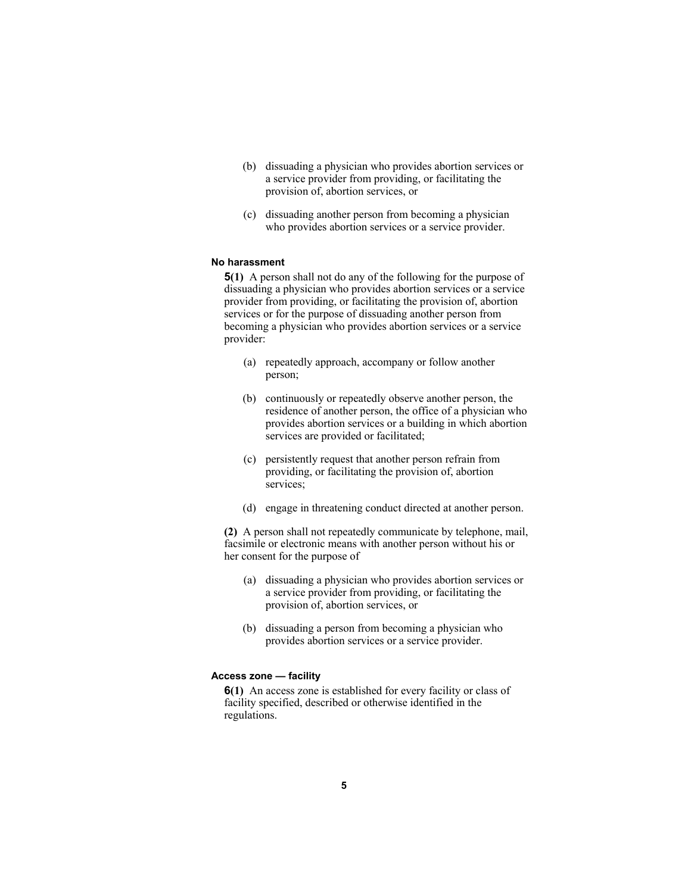(b) dissuading a physician who provides abortion services or a service provider from providing, or facilitating the provision of, abortion services, or

(c) dissuading another person from becoming a physician who provides abortion services or a service provider.

#### No harassment

**5(1)** A person shall not do any of the following for the purpose of dissuading a physician who provides abortion services or a service provider from providing, or facilitating the provision of, abortion services or for the purpose of dissuading another person from becoming a physician who provides abortion services or a service provider:

(a) repeatedly approach, accompany or follow another person;

(b) continuously or repeatedly observe another person, the residence of another person, the office of a physician who provides abortion services or a building in which abortion services are provided or facilitated;

(c) persistently request that another person refrain from providing, or facilitating the provision of, abortion services;

(d) engage in threatening conduct directed at another person.

**(2)** A person shall not repeatedly communicate by telephone, mail, facsimile or electronic means with another person without his or her consent for the purpose of

(a) dissuading a physician who provides abortion services or a service provider from providing, or facilitating the provision of, abortion services, or

(b) dissuading a person from becoming a physician who provides abortion services or a service provider.

#### Access zone — facility

**6(1)** An access zone is established for every facility or class of facility specified, described or otherwise identified in the regulations.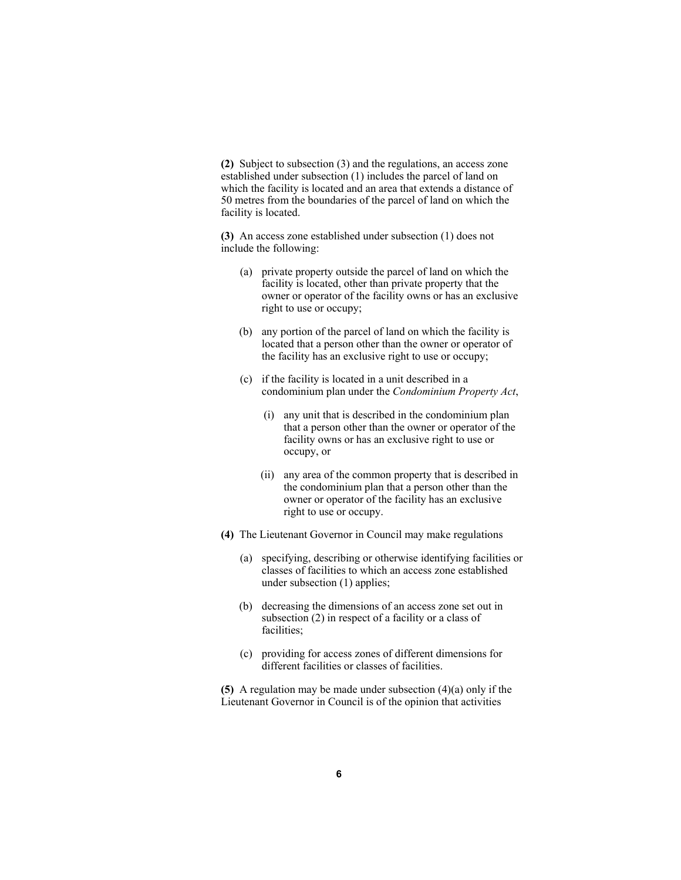**(2)** Subject to subsection (3) and the regulations, an access zone established under subsection (1) includes the parcel of land on which the facility is located and an area that extends a distance of 50 metres from the boundaries of the parcel of land on which the facility is located.

**(3)** An access zone established under subsection (1) does not include the following:

- (a) private property outside the parcel of land on which the facility is located, other than private property that the owner or operator of the facility owns or has an exclusive right to use or occupy;
- (b) any portion of the parcel of land on which the facility is located that a person other than the owner or operator of the facility has an exclusive right to use or occupy;
- (c) if the facility is located in a unit described in a condominium plan under the *Condominium Property Act*,
  - (i) any unit that is described in the condominium plan that a person other than the owner or operator of the facility owns or has an exclusive right to use or occupy, or
  - (ii) any area of the common property that is described in the condominium plan that a person other than the owner or operator of the facility has an exclusive right to use or occupy.

**(4)** The Lieutenant Governor in Council may make regulations

- (a) specifying, describing or otherwise identifying facilities or classes of facilities to which an access zone established under subsection (1) applies;
- (b) decreasing the dimensions of an access zone set out in subsection (2) in respect of a facility or a class of facilities;
- (c) providing for access zones of different dimensions for different facilities or classes of facilities.

**(5)** A regulation may be made under subsection (4)(a) only if the Lieutenant Governor in Council is of the opinion that activities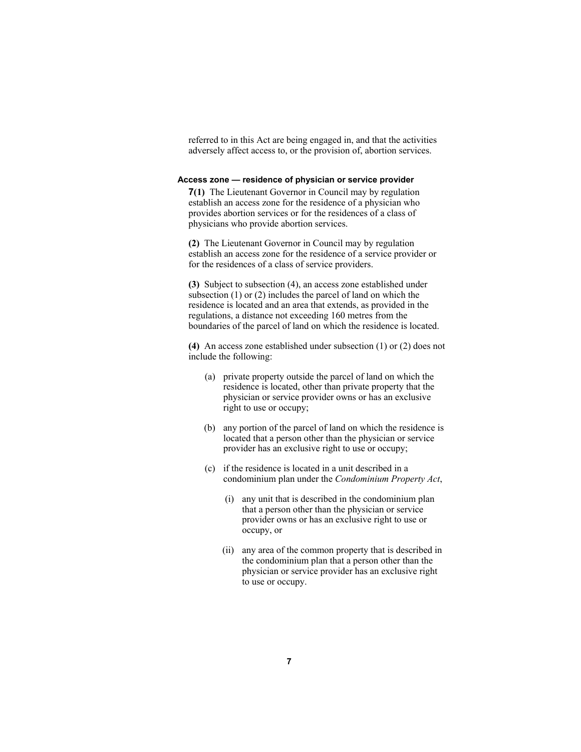referred to in this Act are being engaged in, and that the activities adversely affect access to, or the provision of, abortion services.

### Access zone — residence of physician or service provider

**7(1)** The Lieutenant Governor in Council may by regulation establish an access zone for the residence of a physician who provides abortion services or for the residences of a class of physicians who provide abortion services.

**(2)** The Lieutenant Governor in Council may by regulation establish an access zone for the residence of a service provider or for the residences of a class of service providers.

**(3)** Subject to subsection (4), an access zone established under subsection (1) or (2) includes the parcel of land on which the residence is located and an area that extends, as provided in the regulations, a distance not exceeding 160 metres from the boundaries of the parcel of land on which the residence is located.

**(4)** An access zone established under subsection (1) or (2) does not include the following:

(a) private property outside the parcel of land on which the residence is located, other than private property that the physician or service provider owns or has an exclusive right to use or occupy;

(b) any portion of the parcel of land on which the residence is located that a person other than the physician or service provider has an exclusive right to use or occupy;

(c) if the residence is located in a unit described in a condominium plan under the *Condominium Property Act*,

(i) any unit that is described in the condominium plan that a person other than the physician or service provider owns or has an exclusive right to use or occupy, or

(ii) any area of the common property that is described in the condominium plan that a person other than the physician or service provider has an exclusive right to use or occupy.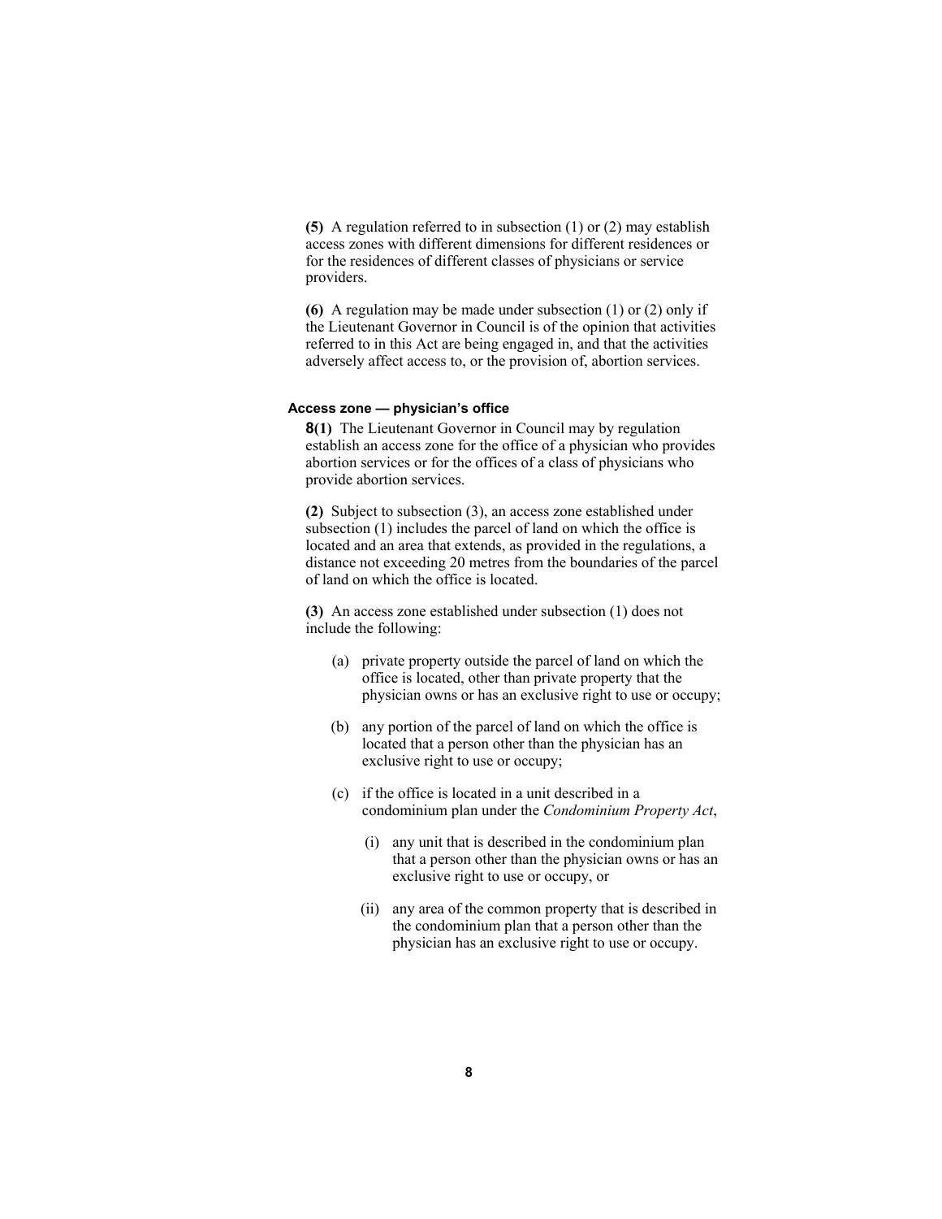**(5)** A regulation referred to in subsection (1) or (2) may establish access zones with different dimensions for different residences or for the residences of different classes of physicians or service providers.

**(6)** A regulation may be made under subsection (1) or (2) only if the Lieutenant Governor in Council is of the opinion that activities referred to in this Act are being engaged in, and that the activities adversely affect access to, or the provision of, abortion services.

#### Access zone — physician's office

**8(1)** The Lieutenant Governor in Council may by regulation establish an access zone for the office of a physician who provides abortion services or for the offices of a class of physicians who provide abortion services.

**(2)** Subject to subsection (3), an access zone established under subsection (1) includes the parcel of land on which the office is located and an area that extends, as provided in the regulations, a distance not exceeding 20 metres from the boundaries of the parcel of land on which the office is located.

**(3)** An access zone established under subsection (1) does not include the following:

- (a) private property outside the parcel of land on which the office is located, other than private property that the physician owns or has an exclusive right to use or occupy;
- (b) any portion of the parcel of land on which the office is located that a person other than the physician has an exclusive right to use or occupy;
- (c) if the office is located in a unit described in a condominium plan under the *Condominium Property Act*,
  - (i) any unit that is described in the condominium plan that a person other than the physician owns or has an exclusive right to use or occupy, or
  - (ii) any area of the common property that is described in the condominium plan that a person other than the physician has an exclusive right to use or occupy.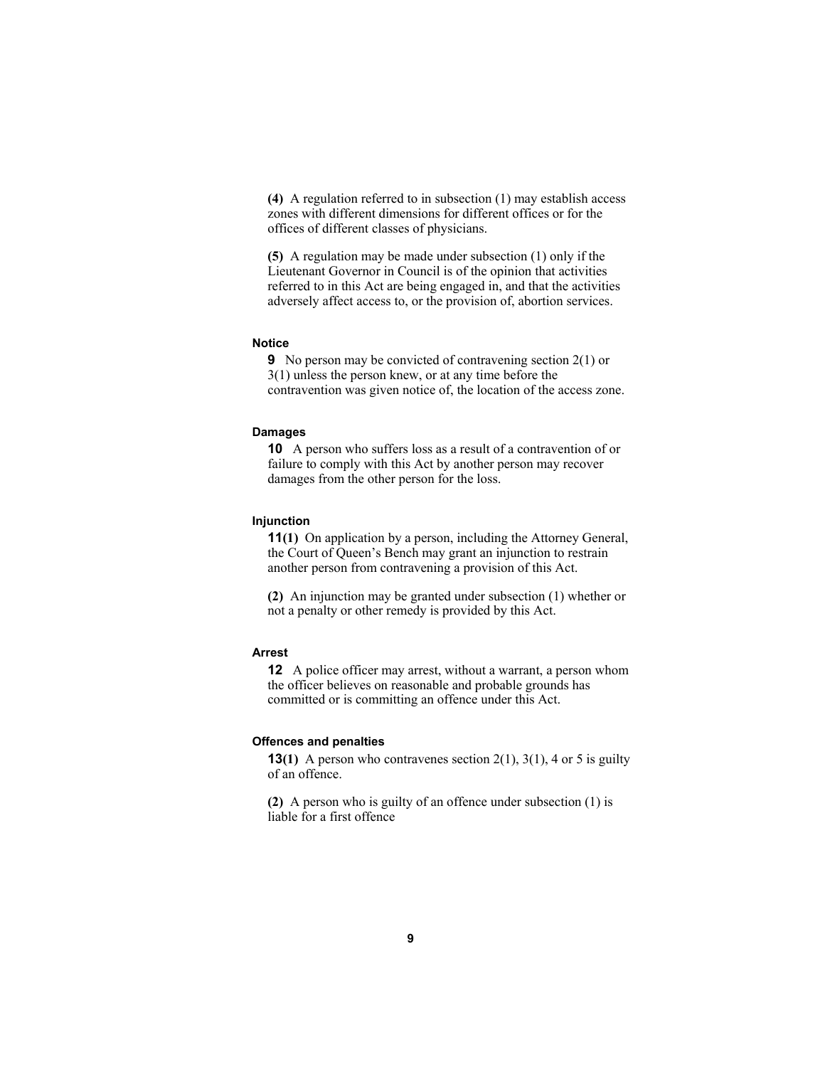**(4)** A regulation referred to in subsection (1) may establish access zones with different dimensions for different offices or for the offices of different classes of physicians.

**(5)** A regulation may be made under subsection (1) only if the Lieutenant Governor in Council is of the opinion that activities referred to in this Act are being engaged in, and that the activities adversely affect access to, or the provision of, abortion services.

#### Notice

**9** No person may be convicted of contravening section 2(1) or 3(1) unless the person knew, or at any time before the contravention was given notice of, the location of the access zone.

#### Damages

**10** A person who suffers loss as a result of a contravention of or failure to comply with this Act by another person may recover damages from the other person for the loss.

#### Injunction

**11(1)** On application by a person, including the Attorney General, the Court of Queen's Bench may grant an injunction to restrain another person from contravening a provision of this Act.

**(2)** An injunction may be granted under subsection (1) whether or not a penalty or other remedy is provided by this Act.

#### Arrest

**12** A police officer may arrest, without a warrant, a person whom the officer believes on reasonable and probable grounds has committed or is committing an offence under this Act.

#### Offences and penalties

**13(1)** A person who contravenes section 2(1), 3(1), 4 or 5 is guilty of an offence.

**(2)** A person who is guilty of an offence under subsection (1) is liable for a first offence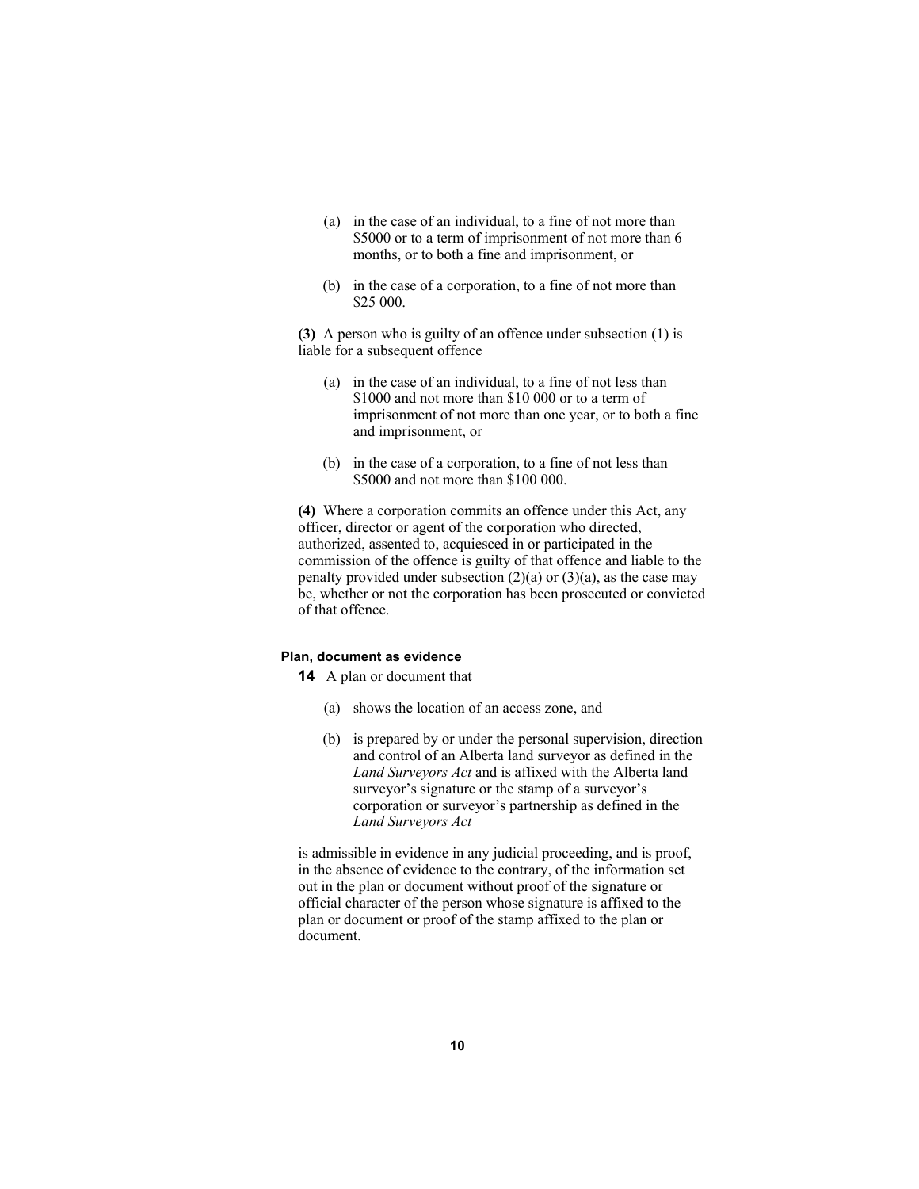(a) in the case of an individual, to a fine of not more than $5000 or to a term of imprisonment of not more than 6 months, or to both a fine and imprisonment, or

(b) in the case of a corporation, to a fine of not more than $25 000.

**(3)** A person who is guilty of an offence under subsection (1) is liable for a subsequent offence

(a) in the case of an individual, to a fine of not less than $1000 and not more than $10 000 or to a term of imprisonment of not more than one year, or to both a fine and imprisonment, or

(b) in the case of a corporation, to a fine of not less than $5000 and not more than $100 000.

**(4)** Where a corporation commits an offence under this Act, any officer, director or agent of the corporation who directed, authorized, assented to, acquiesced in or participated in the commission of the offence is guilty of that offence and liable to the penalty provided under subsection (2)(a) or (3)(a), as the case may be, whether or not the corporation has been prosecuted or convicted of that offence.

#### Plan, document as evidence

**14** A plan or document that

(a) shows the location of an access zone, and

(b) is prepared by or under the personal supervision, direction and control of an Alberta land surveyor as defined in the *Land Surveyors Act* and is affixed with the Alberta land surveyor's signature or the stamp of a surveyor's corporation or surveyor's partnership as defined in the *Land Surveyors Act*

is admissible in evidence in any judicial proceeding, and is proof, in the absence of evidence to the contrary, of the information set out in the plan or document without proof of the signature or official character of the person whose signature is affixed to the plan or document or proof of the stamp affixed to the plan or document.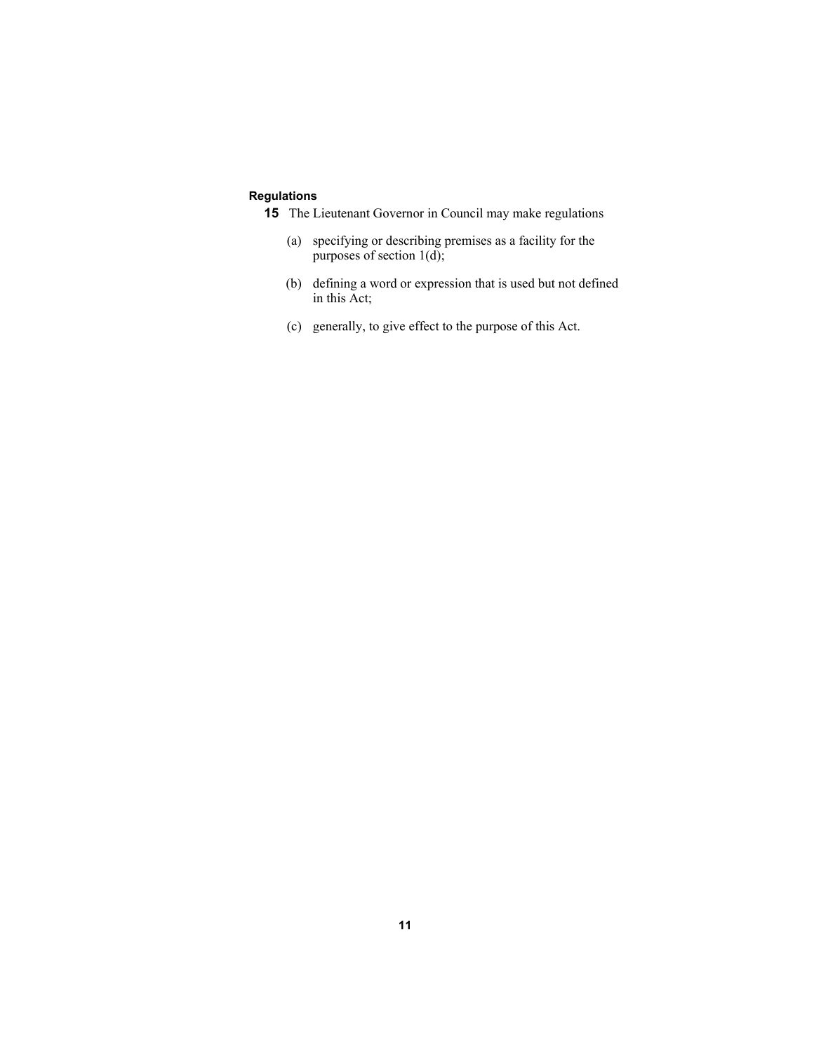**Regulations**

**15** The Lieutenant Governor in Council may make regulations

(a) specifying or describing premises as a facility for the purposes of section 1(d);

(b) defining a word or expression that is used but not defined in this Act;

(c) generally, to give effect to the purpose of this Act.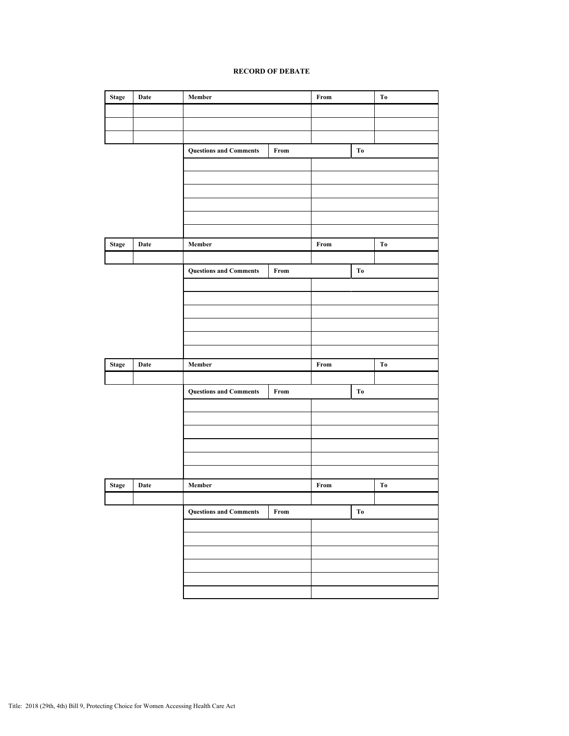**RECORD OF DEBATE**

| Stage | Date | Member | From | To |
|---|---|---|---|---|
| | | | | |
| | | | | |
| | | | | |

| Questions and Comments | From | To |
|---|---|---|
| | | |
| | | |
| | | |
| | | |
| | | |
| | | |

| Stage | Date | Member | From | To |
|---|---|---|---|---|
| | | | | |

| Questions and Comments | From | To |
|---|---|---|
| | | |
| | | |
| | | |
| | | |
| | | |
| | | |

| Stage | Date | Member | From | To |
|---|---|---|---|---|
| | | | | |

| Questions and Comments | From | To |
|---|---|---|
| | | |
| | | |
| | | |
| | | |
| | | |
| | | |

| Stage | Date | Member | From | To |
|---|---|---|---|---|
| | | | | |

| Questions and Comments | From | To |
|---|---|---|
| | | |
| | | |
| | | |
| | | |
| | | |
| | | |

Title: 2018 (29th, 4th) Bill 9, Protecting Choice for Women Accessing Health Care Act